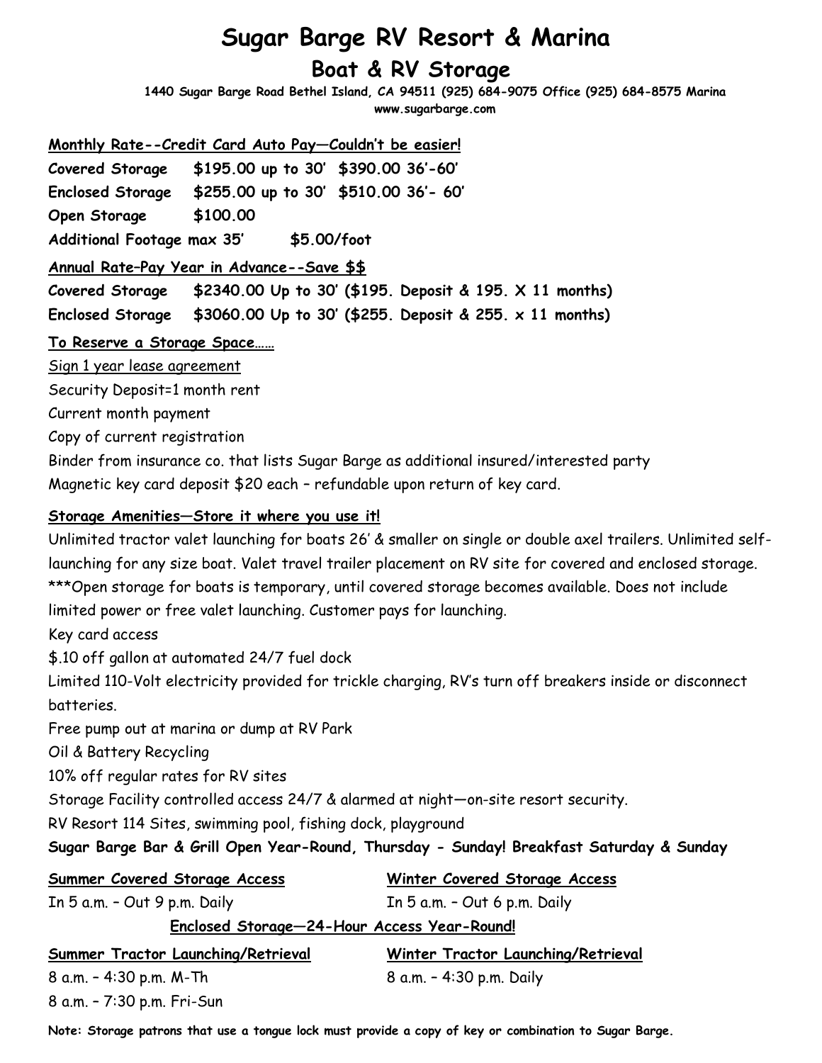# Sugar Barge RV Resort & Marina

## Boat & RV Storage

**1440 Sugar Barge Road Bethel Island, CA 94511 (925) 684-9075 Office (925) 684-8575 Marina**
**www.sugarbarge.com**

**Monthly Rate--Credit Card Auto Pay—Couldn't be easier!**

| | | |
|---|---|---|
| **Covered Storage** | **$195.00 up to 30'** | **$390.00 36'-60'** |
| **Enclosed Storage** | **$255.00 up to 30'** | **$510.00 36'- 60'** |
| **Open Storage** | **$100.00** | |
| **Additional Footage max 35'** | **$5.00/foot** | |

**Annual Rate–Pay Year in Advance--Save $$**

**Covered Storage** **$2340.00 Up to 30' ($195. Deposit & 195. X 11 months)**

**Enclosed Storage** **$3060.00 Up to 30' ($255. Deposit & 255. x 11 months)**

**To Reserve a Storage Space……**

Sign 1 year lease agreement

Security Deposit=1 month rent

Current month payment

Copy of current registration

Binder from insurance co. that lists Sugar Barge as additional insured/interested party

Magnetic key card deposit $20 each – refundable upon return of key card.

**Storage Amenities—Store it where you use it!**

Unlimited tractor valet launching for boats 26' & smaller on single or double axel trailers. Unlimited self-launching for any size boat. Valet travel trailer placement on RV site for covered and enclosed storage.
***Open storage for boats is temporary, until covered storage becomes available. Does not include limited power or free valet launching. Customer pays for launching.

Key card access

$.10 off gallon at automated 24/7 fuel dock

Limited 110-Volt electricity provided for trickle charging, RV's turn off breakers inside or disconnect batteries.

Free pump out at marina or dump at RV Park

Oil & Battery Recycling

10% off regular rates for RV sites

Storage Facility controlled access 24/7 & alarmed at night—on-site resort security.

RV Resort 114 Sites, swimming pool, fishing dock, playground

**Sugar Barge Bar & Grill Open Year-Round, Thursday - Sunday! Breakfast Saturday & Sunday**

**Summer Covered Storage Access**

In 5 a.m. – Out 9 p.m. Daily

**Winter Covered Storage Access**

In 5 a.m. – Out 6 p.m. Daily

**Enclosed Storage—24-Hour Access Year-Round!**

**Summer Tractor Launching/Retrieval**

8 a.m. – 4:30 p.m. M-Th

8 a.m. – 7:30 p.m. Fri-Sun

**Winter Tractor Launching/Retrieval**

8 a.m. – 4:30 p.m. Daily

**Note: Storage patrons that use a tongue lock must provide a copy of key or combination to Sugar Barge.**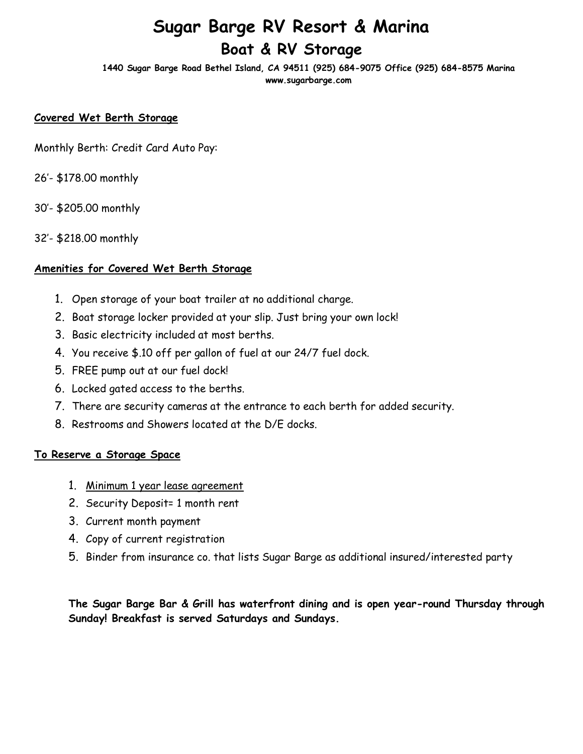# Sugar Barge RV Resort & Marina

## Boat & RV Storage

**1440 Sugar Barge Road Bethel Island, CA 94511 (925) 684-9075 Office (925) 684-8575 Marina**
**www.sugarbarge.com**

**Covered Wet Berth Storage**

Monthly Berth: Credit Card Auto Pay:

26'- $178.00 monthly

30'- $205.00 monthly

32'- $218.00 monthly

**Amenities for Covered Wet Berth Storage**

1. Open storage of your boat trailer at no additional charge.
2. Boat storage locker provided at your slip. Just bring your own lock!
3. Basic electricity included at most berths.
4. You receive $.10 off per gallon of fuel at our 24/7 fuel dock.
5. FREE pump out at our fuel dock!
6. Locked gated access to the berths.
7. There are security cameras at the entrance to each berth for added security.
8. Restrooms and Showers located at the D/E docks.

**To Reserve a Storage Space**

1. Minimum 1 year lease agreement
2. Security Deposit= 1 month rent
3. Current month payment
4. Copy of current registration
5. Binder from insurance co. that lists Sugar Barge as additional insured/interested party

**The Sugar Barge Bar & Grill has waterfront dining and is open year-round Thursday through Sunday! Breakfast is served Saturdays and Sundays.**